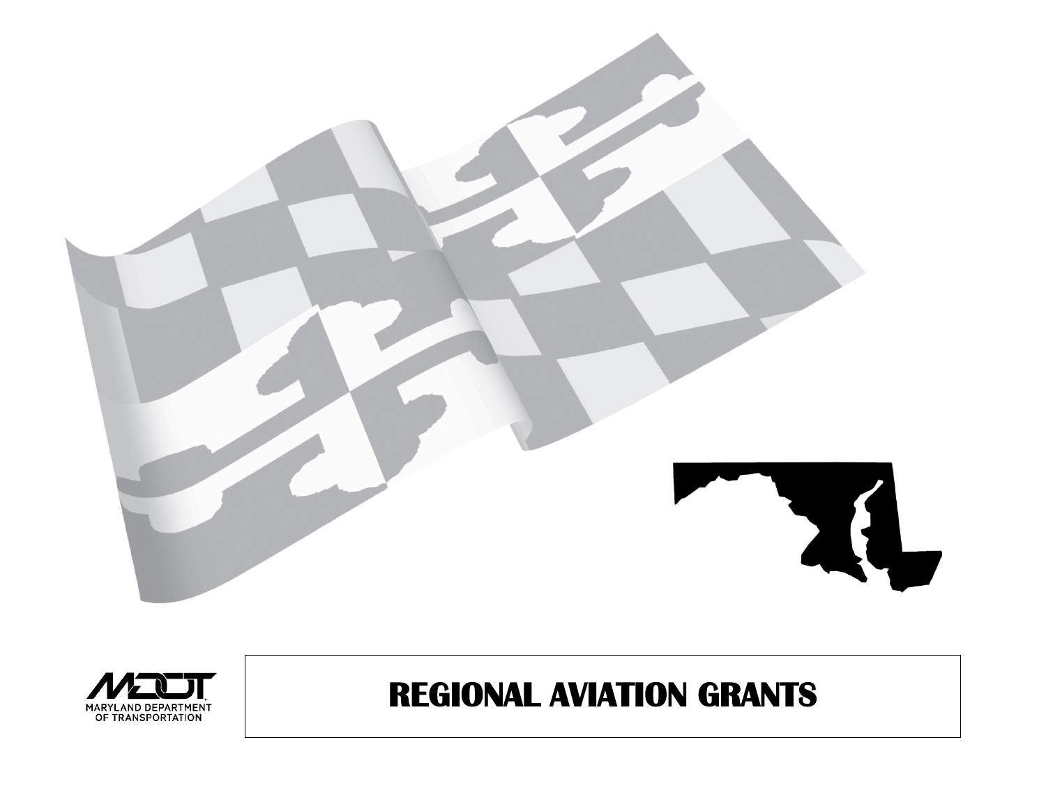MARYLAND DEPARTMENT OF TRANSPORTATION

# REGIONAL AVIATION GRANTS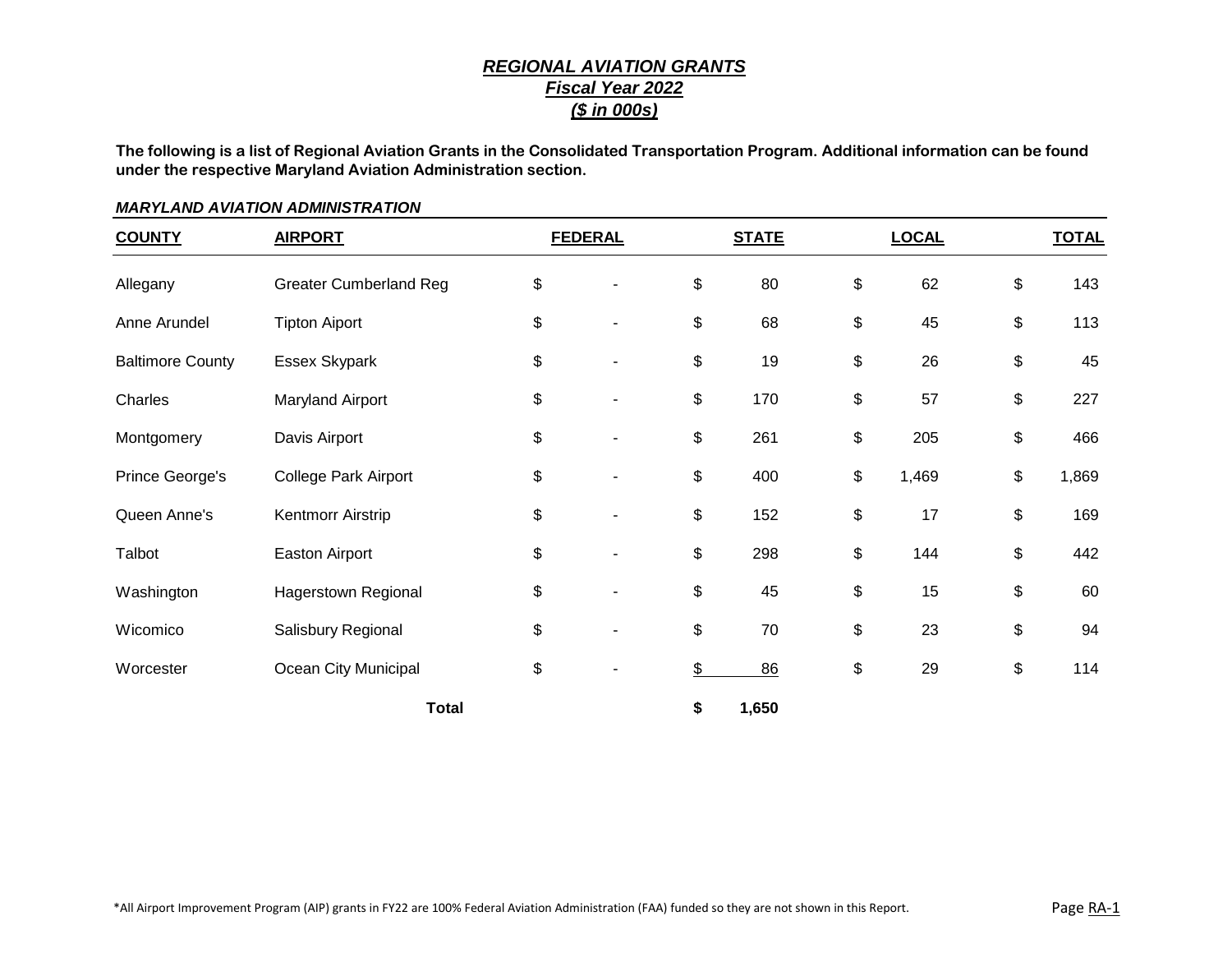## ***REGIONAL AVIATION GRANTS***
## ***Fiscal Year 2022***
## ***($ in 000s)***

**The following is a list of Regional Aviation Grants in the Consolidated Transportation Program. Additional information can be found under the respective Maryland Aviation Administration section.**

***MARYLAND AVIATION ADMINISTRATION***

| COUNTY | AIRPORT | FEDERAL | STATE | LOCAL | TOTAL |
|---|---|---|---|---|---|
| Allegany | Greater Cumberland Reg | $ - | $ 80 | $ 62 | $ 143 |
| Anne Arundel | Tipton Aiport | $ - | $ 68 | $ 45 | $ 113 |
| Baltimore County | Essex Skypark | $ - | $ 19 | $ 26 | $ 45 |
| Charles | Maryland Airport | $ - | $ 170 | $ 57 | $ 227 |
| Montgomery | Davis Airport | $ - | $ 261 | $ 205 | $ 466 |
| Prince George's | College Park Airport | $ - | $ 400 | $ 1,469 | $ 1,869 |
| Queen Anne's | Kentmorr Airstrip | $ - | $ 152 | $ 17 | $ 169 |
| Talbot | Easton Airport | $ - | $ 298 | $ 144 | $ 442 |
| Washington | Hagerstown Regional | $ - | $ 45 | $ 15 | $ 60 |
| Wicomico | Salisbury Regional | $ - | $ 70 | $ 23 | $ 94 |
| Worcester | Ocean City Municipal | $ - | $ 86 | $ 29 | $ 114 |
| | **Total** | | **$ 1,650** | | |

*All Airport Improvement Program (AIP) grants in FY22 are 100% Federal Aviation Administration (FAA) funded so they are not shown in this Report.